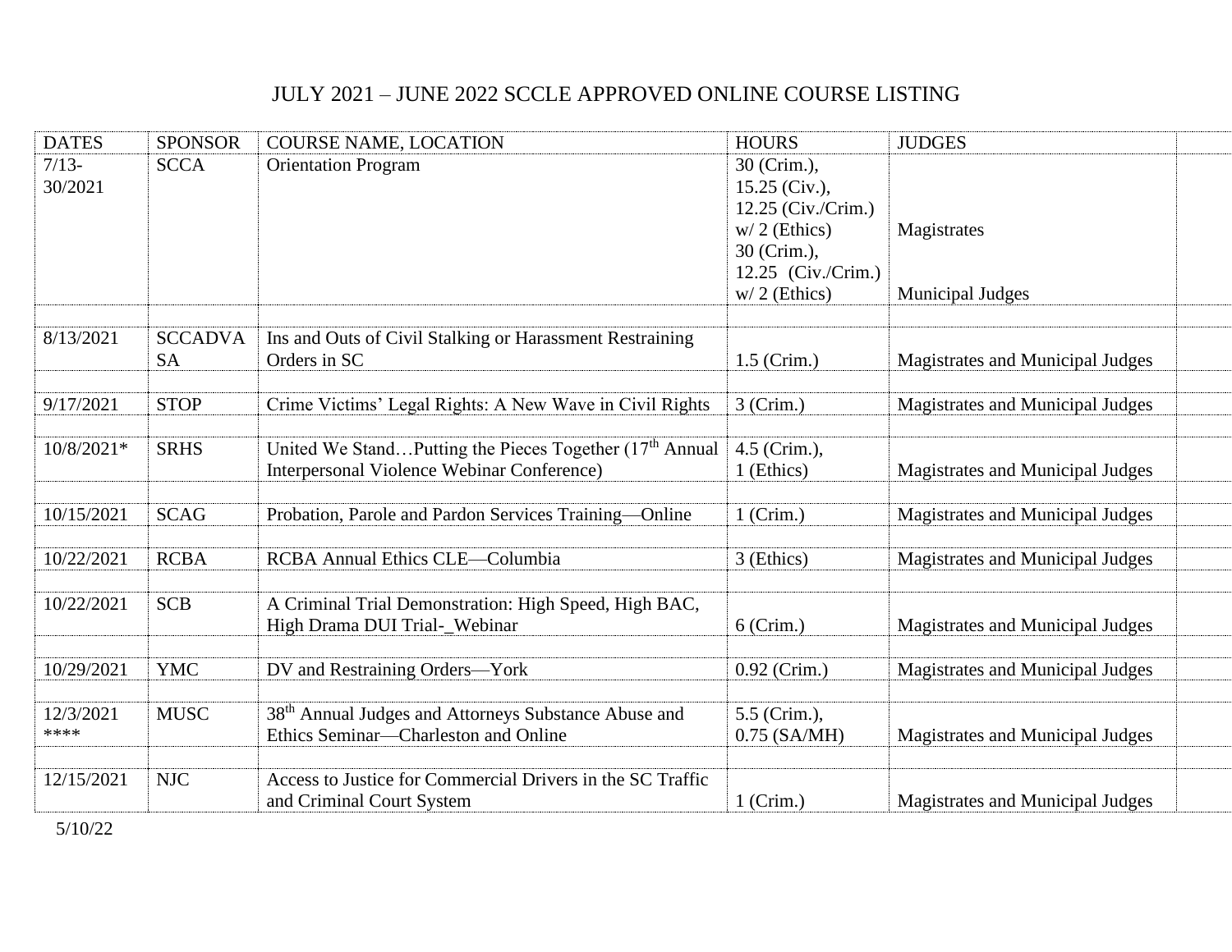# JULY 2021 – JUNE 2022 SCCLE APPROVED ONLINE COURSE LISTING

| DATES | SPONSOR | COURSE NAME, LOCATION | HOURS | JUDGES |
|---|---|---|---|---|
| 7/13-30/2021 | SCCA | Orientation Program | 30 (Crim.), 15.25 (Civ.), 12.25 (Civ./Crim.) w/ 2 (Ethics) | Magistrates |
| | | | 30 (Crim.), 12.25 (Civ./Crim.) w/ 2 (Ethics) | Municipal Judges |
| 8/13/2021 | SCCADVASA | Ins and Outs of Civil Stalking or Harassment Restraining Orders in SC | 1.5 (Crim.) | Magistrates and Municipal Judges |
| 9/17/2021 | STOP | Crime Victims' Legal Rights: A New Wave in Civil Rights | 3 (Crim.) | Magistrates and Municipal Judges |
| 10/8/2021* | SRHS | United We Stand…Putting the Pieces Together (17th Annual Interpersonal Violence Webinar Conference) | 4.5 (Crim.), 1 (Ethics) | Magistrates and Municipal Judges |
| 10/15/2021 | SCAG | Probation, Parole and Pardon Services Training—Online | 1 (Crim.) | Magistrates and Municipal Judges |
| 10/22/2021 | RCBA | RCBA Annual Ethics CLE—Columbia | 3 (Ethics) | Magistrates and Municipal Judges |
| 10/22/2021 | SCB | A Criminal Trial Demonstration: High Speed, High BAC, High Drama DUI Trial-_Webinar | 6 (Crim.) | Magistrates and Municipal Judges |
| 10/29/2021 | YMC | DV and Restraining Orders—York | 0.92 (Crim.) | Magistrates and Municipal Judges |
| 12/3/2021 **** | MUSC | 38th Annual Judges and Attorneys Substance Abuse and Ethics Seminar—Charleston and Online | 5.5 (Crim.), 0.75 (SA/MH) | Magistrates and Municipal Judges |
| 12/15/2021 | NJC | Access to Justice for Commercial Drivers in the SC Traffic and Criminal Court System | 1 (Crim.) | Magistrates and Municipal Judges |

5/10/22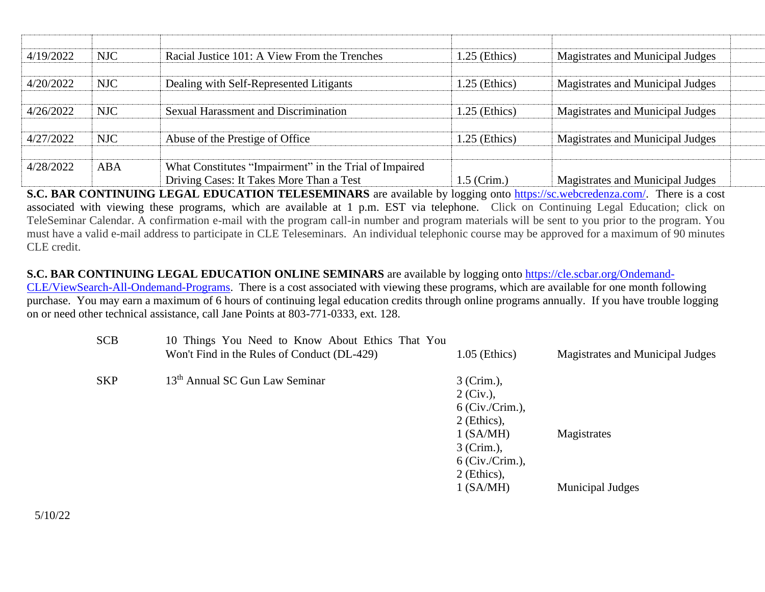| | | | | | |
|---|---|---|---|---|---|
| 4/19/2022 | NJC | Racial Justice 101: A View From the Trenches | 1.25 (Ethics) | Magistrates and Municipal Judges | |
| 4/20/2022 | NJC | Dealing with Self-Represented Litigants | 1.25 (Ethics) | Magistrates and Municipal Judges | |
| 4/26/2022 | NJC | Sexual Harassment and Discrimination | 1.25 (Ethics) | Magistrates and Municipal Judges | |
| 4/27/2022 | NJC | Abuse of the Prestige of Office | 1.25 (Ethics) | Magistrates and Municipal Judges | |
| 4/28/2022 | ABA | What Constitutes "Impairment" in the Trial of Impaired Driving Cases: It Takes More Than a Test | 1.5 (Crim.) | Magistrates and Municipal Judges | |

**S.C. BAR CONTINUING LEGAL EDUCATION TELESEMINARS** are available by logging onto https://sc.webcredenza.com/. There is a cost associated with viewing these programs, which are available at 1 p.m. EST via telephone. Click on Continuing Legal Education; click on TeleSeminar Calendar. A confirmation e-mail with the program call-in number and program materials will be sent to you prior to the program. You must have a valid e-mail address to participate in CLE Teleseminars. An individual telephonic course may be approved for a maximum of 90 minutes CLE credit.

**S.C. BAR CONTINUING LEGAL EDUCATION ONLINE SEMINARS** are available by logging onto https://cle.scbar.org/Ondemand-CLE/ViewSearch-All-Ondemand-Programs. There is a cost associated with viewing these programs, which are available for one month following purchase. You may earn a maximum of 6 hours of continuing legal education credits through online programs annually. If you have trouble logging on or need other technical assistance, call Jane Points at 803-771-0333, ext. 128.

| | | | | |
|---|---|---|---|---|
| | SCB | 10 Things You Need to Know About Ethics That You Won't Find in the Rules of Conduct (DL-429) | 1.05 (Ethics) | Magistrates and Municipal Judges |
| | SKP | 13th Annual SC Gun Law Seminar | 3 (Crim.), 2 (Civ.), 6 (Civ./Crim.), 2 (Ethics), 1 (SA/MH) | Magistrates |
| | | | 3 (Crim.), 6 (Civ./Crim.), 2 (Ethics), 1 (SA/MH) | Municipal Judges |

5/10/22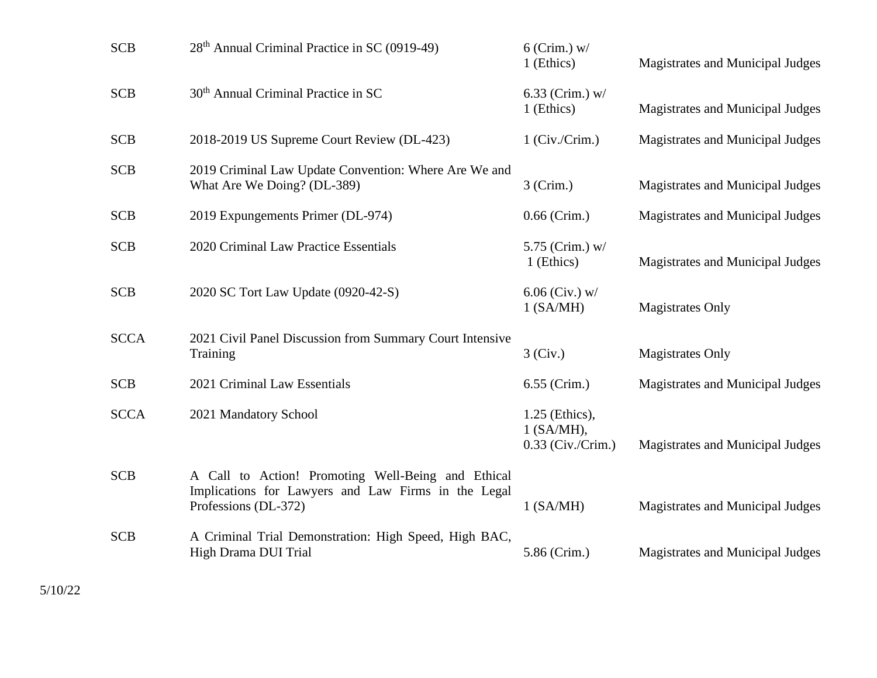| | | | |
|---|---|---|---|
| SCB | 28th Annual Criminal Practice in SC (0919-49) | 6 (Crim.) w/ 1 (Ethics) | Magistrates and Municipal Judges |
| SCB | 30th Annual Criminal Practice in SC | 6.33 (Crim.) w/ 1 (Ethics) | Magistrates and Municipal Judges |
| SCB | 2018-2019 US Supreme Court Review (DL-423) | 1 (Civ./Crim.) | Magistrates and Municipal Judges |
| SCB | 2019 Criminal Law Update Convention: Where Are We and What Are We Doing? (DL-389) | 3 (Crim.) | Magistrates and Municipal Judges |
| SCB | 2019 Expungements Primer (DL-974) | 0.66 (Crim.) | Magistrates and Municipal Judges |
| SCB | 2020 Criminal Law Practice Essentials | 5.75 (Crim.) w/ 1 (Ethics) | Magistrates and Municipal Judges |
| SCB | 2020 SC Tort Law Update (0920-42-S) | 6.06 (Civ.) w/ 1 (SA/MH) | Magistrates Only |
| SCCA | 2021 Civil Panel Discussion from Summary Court Intensive Training | 3 (Civ.) | Magistrates Only |
| SCB | 2021 Criminal Law Essentials | 6.55 (Crim.) | Magistrates and Municipal Judges |
| SCCA | 2021 Mandatory School | 1.25 (Ethics), 1 (SA/MH), 0.33 (Civ./Crim.) | Magistrates and Municipal Judges |
| SCB | A Call to Action! Promoting Well-Being and Ethical Implications for Lawyers and Law Firms in the Legal Professions (DL-372) | 1 (SA/MH) | Magistrates and Municipal Judges |
| SCB | A Criminal Trial Demonstration: High Speed, High BAC, High Drama DUI Trial | 5.86 (Crim.) | Magistrates and Municipal Judges |

5/10/22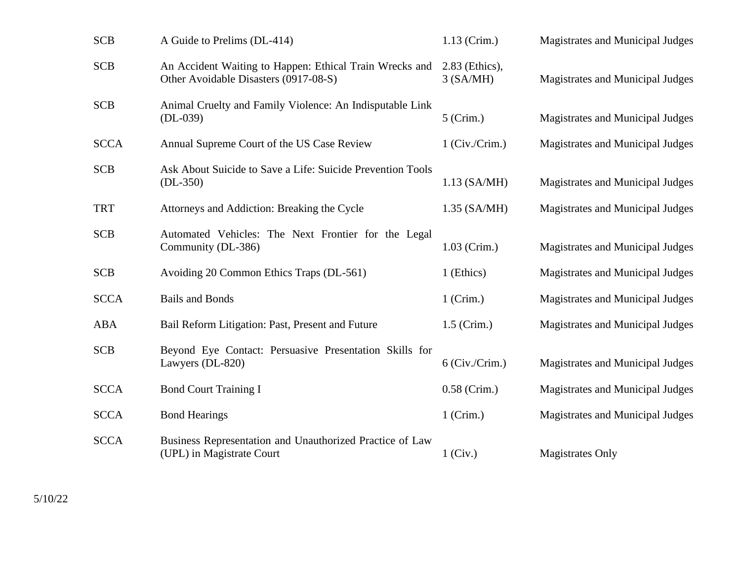| | | | |
|---|---|---|---|
| SCB | A Guide to Prelims (DL-414) | 1.13 (Crim.) | Magistrates and Municipal Judges |
| SCB | An Accident Waiting to Happen: Ethical Train Wrecks and Other Avoidable Disasters (0917-08-S) | 2.83 (Ethics), 3 (SA/MH) | Magistrates and Municipal Judges |
| SCB | Animal Cruelty and Family Violence: An Indisputable Link (DL-039) | 5 (Crim.) | Magistrates and Municipal Judges |
| SCCA | Annual Supreme Court of the US Case Review | 1 (Civ./Crim.) | Magistrates and Municipal Judges |
| SCB | Ask About Suicide to Save a Life: Suicide Prevention Tools (DL-350) | 1.13 (SA/MH) | Magistrates and Municipal Judges |
| TRT | Attorneys and Addiction: Breaking the Cycle | 1.35 (SA/MH) | Magistrates and Municipal Judges |
| SCB | Automated Vehicles: The Next Frontier for the Legal Community (DL-386) | 1.03 (Crim.) | Magistrates and Municipal Judges |
| SCB | Avoiding 20 Common Ethics Traps (DL-561) | 1 (Ethics) | Magistrates and Municipal Judges |
| SCCA | Bails and Bonds | 1 (Crim.) | Magistrates and Municipal Judges |
| ABA | Bail Reform Litigation: Past, Present and Future | 1.5 (Crim.) | Magistrates and Municipal Judges |
| SCB | Beyond Eye Contact: Persuasive Presentation Skills for Lawyers (DL-820) | 6 (Civ./Crim.) | Magistrates and Municipal Judges |
| SCCA | Bond Court Training I | 0.58 (Crim.) | Magistrates and Municipal Judges |
| SCCA | Bond Hearings | 1 (Crim.) | Magistrates and Municipal Judges |
| SCCA | Business Representation and Unauthorized Practice of Law (UPL) in Magistrate Court | 1 (Civ.) | Magistrates Only |

5/10/22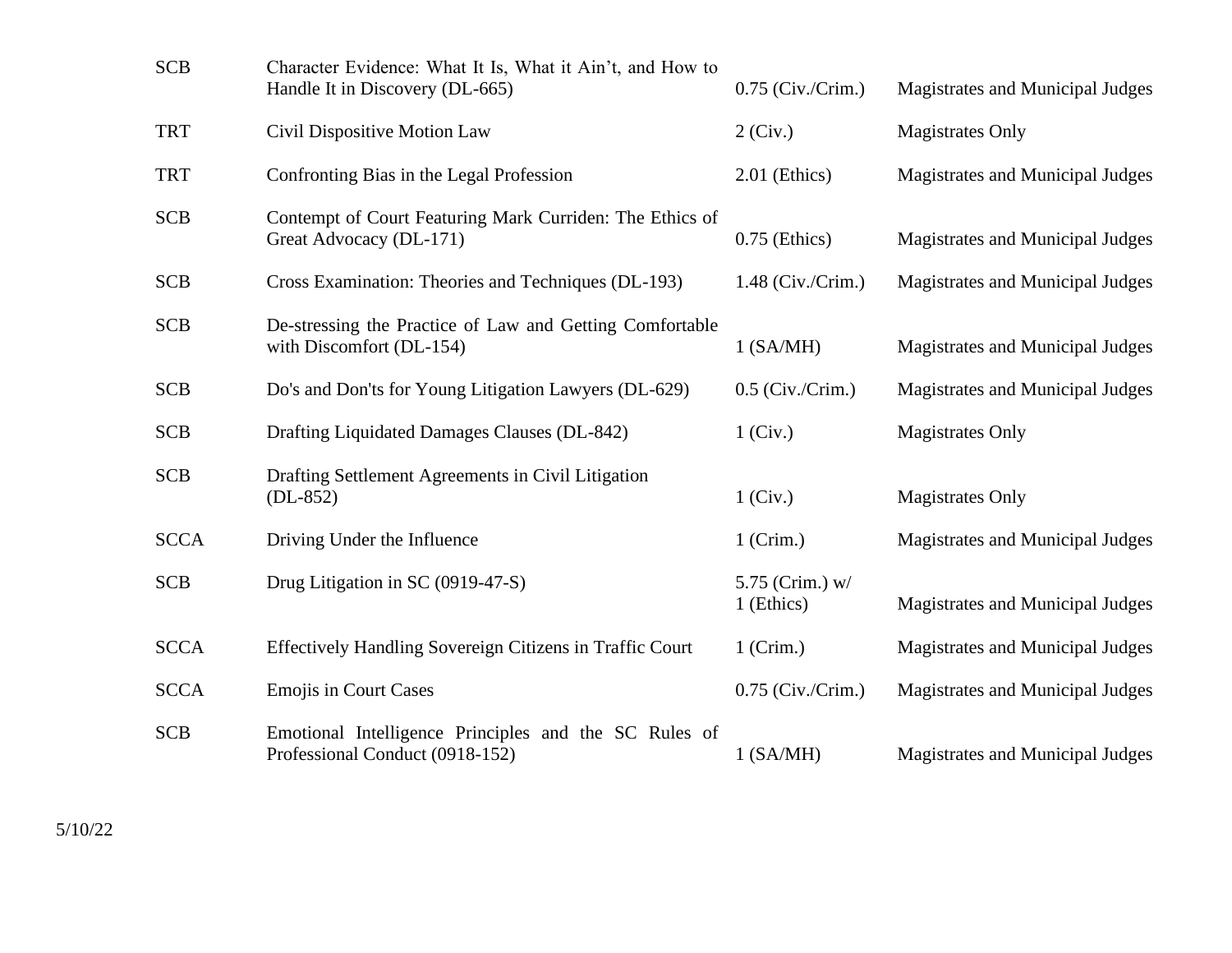| | | | |
|---|---|---|---|
| SCB | Character Evidence: What It Is, What it Ain't, and How to Handle It in Discovery (DL-665) | 0.75 (Civ./Crim.) | Magistrates and Municipal Judges |
| TRT | Civil Dispositive Motion Law | 2 (Civ.) | Magistrates Only |
| TRT | Confronting Bias in the Legal Profession | 2.01 (Ethics) | Magistrates and Municipal Judges |
| SCB | Contempt of Court Featuring Mark Curriden: The Ethics of Great Advocacy (DL-171) | 0.75 (Ethics) | Magistrates and Municipal Judges |
| SCB | Cross Examination: Theories and Techniques (DL-193) | 1.48 (Civ./Crim.) | Magistrates and Municipal Judges |
| SCB | De-stressing the Practice of Law and Getting Comfortable with Discomfort (DL-154) | 1 (SA/MH) | Magistrates and Municipal Judges |
| SCB | Do's and Don'ts for Young Litigation Lawyers (DL-629) | 0.5 (Civ./Crim.) | Magistrates and Municipal Judges |
| SCB | Drafting Liquidated Damages Clauses (DL-842) | 1 (Civ.) | Magistrates Only |
| SCB | Drafting Settlement Agreements in Civil Litigation (DL-852) | 1 (Civ.) | Magistrates Only |
| SCCA | Driving Under the Influence | 1 (Crim.) | Magistrates and Municipal Judges |
| SCB | Drug Litigation in SC (0919-47-S) | 5.75 (Crim.) w/ 1 (Ethics) | Magistrates and Municipal Judges |
| SCCA | Effectively Handling Sovereign Citizens in Traffic Court | 1 (Crim.) | Magistrates and Municipal Judges |
| SCCA | Emojis in Court Cases | 0.75 (Civ./Crim.) | Magistrates and Municipal Judges |
| SCB | Emotional Intelligence Principles and the SC Rules of Professional Conduct (0918-152) | 1 (SA/MH) | Magistrates and Municipal Judges |

5/10/22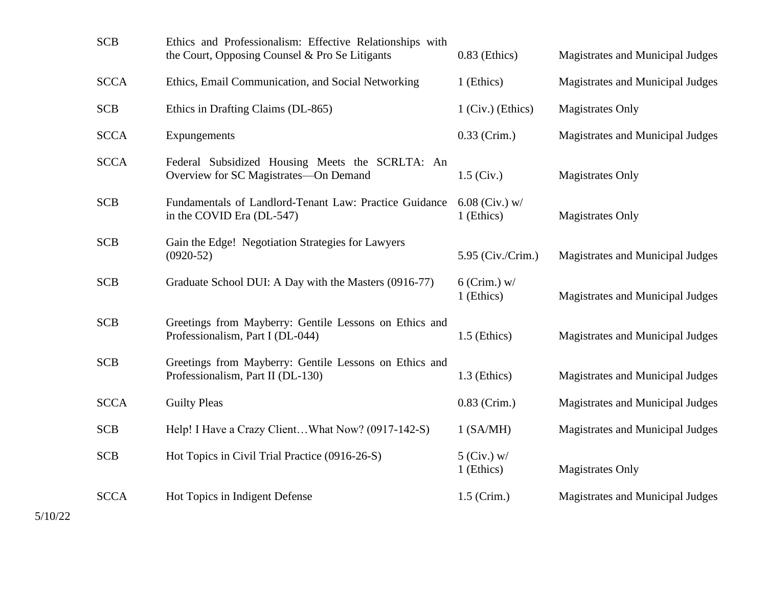| | | | |
|---|---|---|---|
| SCB | Ethics and Professionalism: Effective Relationships with the Court, Opposing Counsel & Pro Se Litigants | 0.83 (Ethics) | Magistrates and Municipal Judges |
| SCCA | Ethics, Email Communication, and Social Networking | 1 (Ethics) | Magistrates and Municipal Judges |
| SCB | Ethics in Drafting Claims (DL-865) | 1 (Civ.) (Ethics) | Magistrates Only |
| SCCA | Expungements | 0.33 (Crim.) | Magistrates and Municipal Judges |
| SCCA | Federal Subsidized Housing Meets the SCRLTA: An Overview for SC Magistrates—On Demand | 1.5 (Civ.) | Magistrates Only |
| SCB | Fundamentals of Landlord-Tenant Law: Practice Guidance in the COVID Era (DL-547) | 6.08 (Civ.) w/ 1 (Ethics) | Magistrates Only |
| SCB | Gain the Edge! Negotiation Strategies for Lawyers (0920-52) | 5.95 (Civ./Crim.) | Magistrates and Municipal Judges |
| SCB | Graduate School DUI: A Day with the Masters (0916-77) | 6 (Crim.) w/ 1 (Ethics) | Magistrates and Municipal Judges |
| SCB | Greetings from Mayberry: Gentile Lessons on Ethics and Professionalism, Part I (DL-044) | 1.5 (Ethics) | Magistrates and Municipal Judges |
| SCB | Greetings from Mayberry: Gentile Lessons on Ethics and Professionalism, Part II (DL-130) | 1.3 (Ethics) | Magistrates and Municipal Judges |
| SCCA | Guilty Pleas | 0.83 (Crim.) | Magistrates and Municipal Judges |
| SCB | Help! I Have a Crazy Client…What Now? (0917-142-S) | 1 (SA/MH) | Magistrates and Municipal Judges |
| SCB | Hot Topics in Civil Trial Practice (0916-26-S) | 5 (Civ.) w/ 1 (Ethics) | Magistrates Only |
| SCCA | Hot Topics in Indigent Defense | 1.5 (Crim.) | Magistrates and Municipal Judges |

5/10/22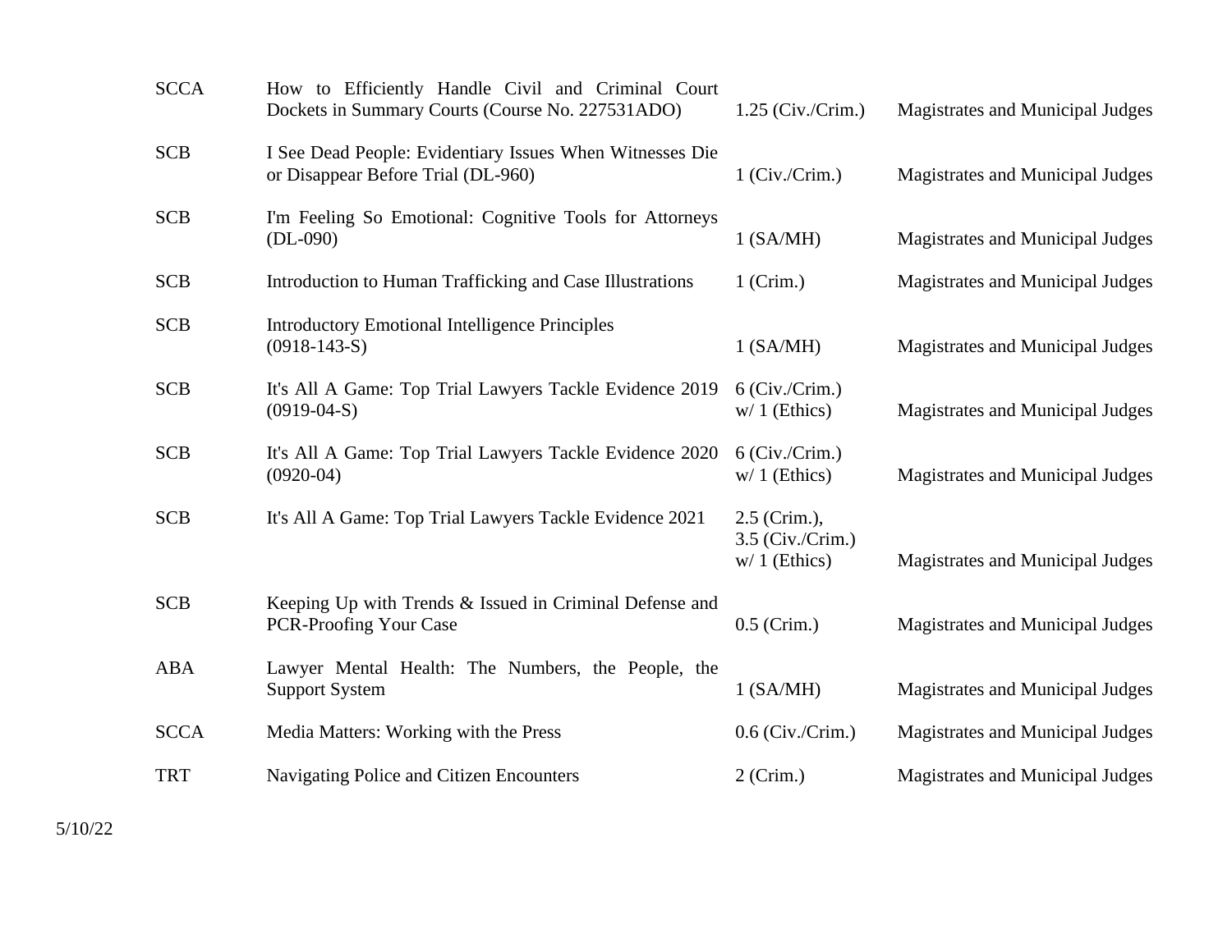| | | | |
|---|---|---|---|
| SCCA | How to Efficiently Handle Civil and Criminal Court Dockets in Summary Courts (Course No. 227531ADO) | 1.25 (Civ./Crim.) | Magistrates and Municipal Judges |
| SCB | I See Dead People: Evidentiary Issues When Witnesses Die or Disappear Before Trial (DL-960) | 1 (Civ./Crim.) | Magistrates and Municipal Judges |
| SCB | I'm Feeling So Emotional: Cognitive Tools for Attorneys (DL-090) | 1 (SA/MH) | Magistrates and Municipal Judges |
| SCB | Introduction to Human Trafficking and Case Illustrations | 1 (Crim.) | Magistrates and Municipal Judges |
| SCB | Introductory Emotional Intelligence Principles (0918-143-S) | 1 (SA/MH) | Magistrates and Municipal Judges |
| SCB | It's All A Game: Top Trial Lawyers Tackle Evidence 2019 (0919-04-S) | 6 (Civ./Crim.) w/ 1 (Ethics) | Magistrates and Municipal Judges |
| SCB | It's All A Game: Top Trial Lawyers Tackle Evidence 2020 (0920-04) | 6 (Civ./Crim.) w/ 1 (Ethics) | Magistrates and Municipal Judges |
| SCB | It's All A Game: Top Trial Lawyers Tackle Evidence 2021 | 2.5 (Crim.), 3.5 (Civ./Crim.) w/ 1 (Ethics) | Magistrates and Municipal Judges |
| SCB | Keeping Up with Trends & Issued in Criminal Defense and PCR-Proofing Your Case | 0.5 (Crim.) | Magistrates and Municipal Judges |
| ABA | Lawyer Mental Health: The Numbers, the People, the Support System | 1 (SA/MH) | Magistrates and Municipal Judges |
| SCCA | Media Matters: Working with the Press | 0.6 (Civ./Crim.) | Magistrates and Municipal Judges |
| TRT | Navigating Police and Citizen Encounters | 2 (Crim.) | Magistrates and Municipal Judges |

5/10/22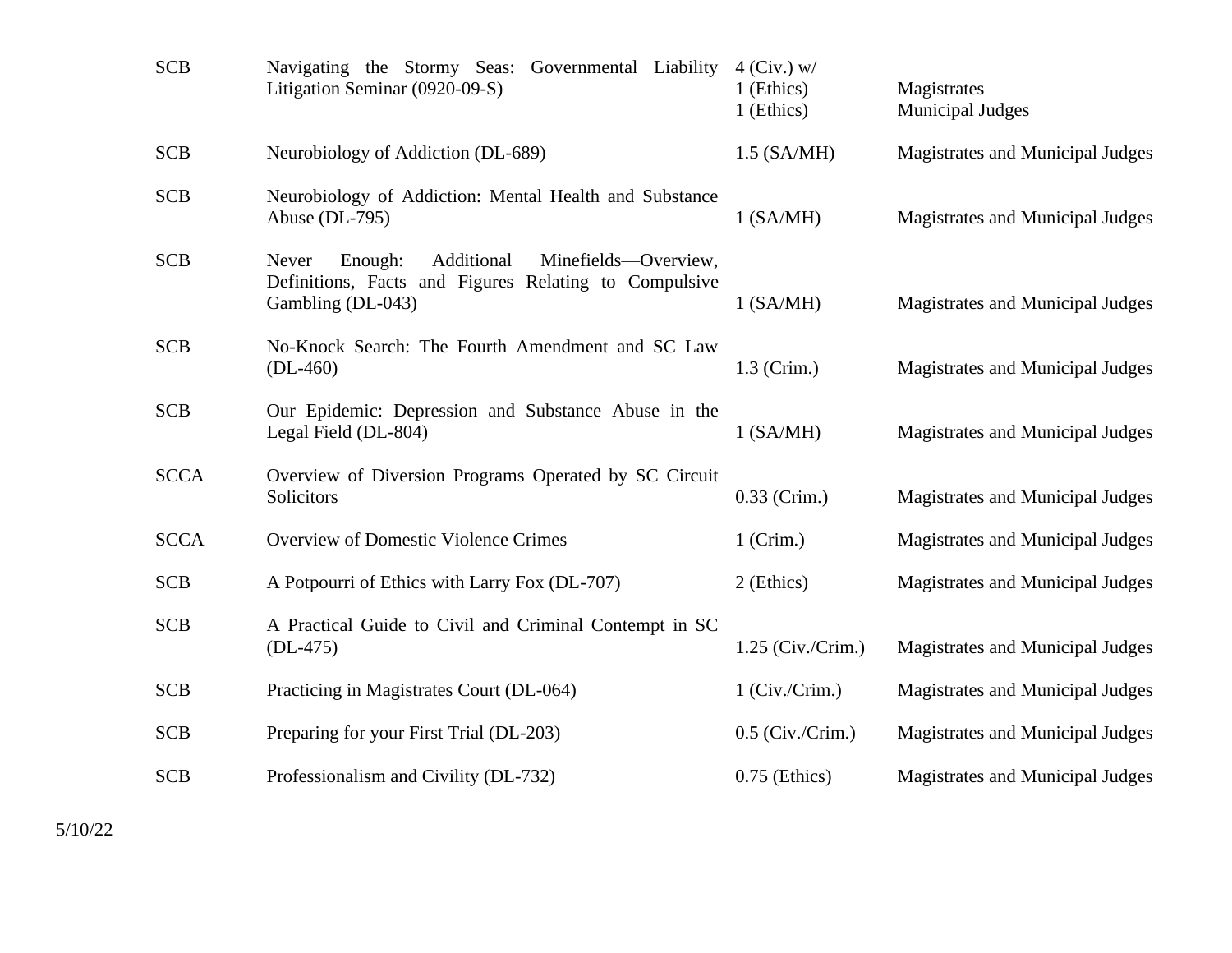| | | | |
|---|---|---|---|
| SCB | Navigating the Stormy Seas: Governmental Liability Litigation Seminar (0920-09-S) | 4 (Civ.) w/<br>1 (Ethics)<br>1 (Ethics) | <br>Magistrates<br>Municipal Judges |
| SCB | Neurobiology of Addiction (DL-689) | 1.5 (SA/MH) | Magistrates and Municipal Judges |
| SCB | Neurobiology of Addiction: Mental Health and Substance Abuse (DL-795) | 1 (SA/MH) | Magistrates and Municipal Judges |
| SCB | Never Enough: Additional Minefields—Overview, Definitions, Facts and Figures Relating to Compulsive Gambling (DL-043) | 1 (SA/MH) | Magistrates and Municipal Judges |
| SCB | No-Knock Search: The Fourth Amendment and SC Law (DL-460) | 1.3 (Crim.) | Magistrates and Municipal Judges |
| SCB | Our Epidemic: Depression and Substance Abuse in the Legal Field (DL-804) | 1 (SA/MH) | Magistrates and Municipal Judges |
| SCCA | Overview of Diversion Programs Operated by SC Circuit Solicitors | 0.33 (Crim.) | Magistrates and Municipal Judges |
| SCCA | Overview of Domestic Violence Crimes | 1 (Crim.) | Magistrates and Municipal Judges |
| SCB | A Potpourri of Ethics with Larry Fox (DL-707) | 2 (Ethics) | Magistrates and Municipal Judges |
| SCB | A Practical Guide to Civil and Criminal Contempt in SC (DL-475) | 1.25 (Civ./Crim.) | Magistrates and Municipal Judges |
| SCB | Practicing in Magistrates Court (DL-064) | 1 (Civ./Crim.) | Magistrates and Municipal Judges |
| SCB | Preparing for your First Trial (DL-203) | 0.5 (Civ./Crim.) | Magistrates and Municipal Judges |
| SCB | Professionalism and Civility (DL-732) | 0.75 (Ethics) | Magistrates and Municipal Judges |

5/10/22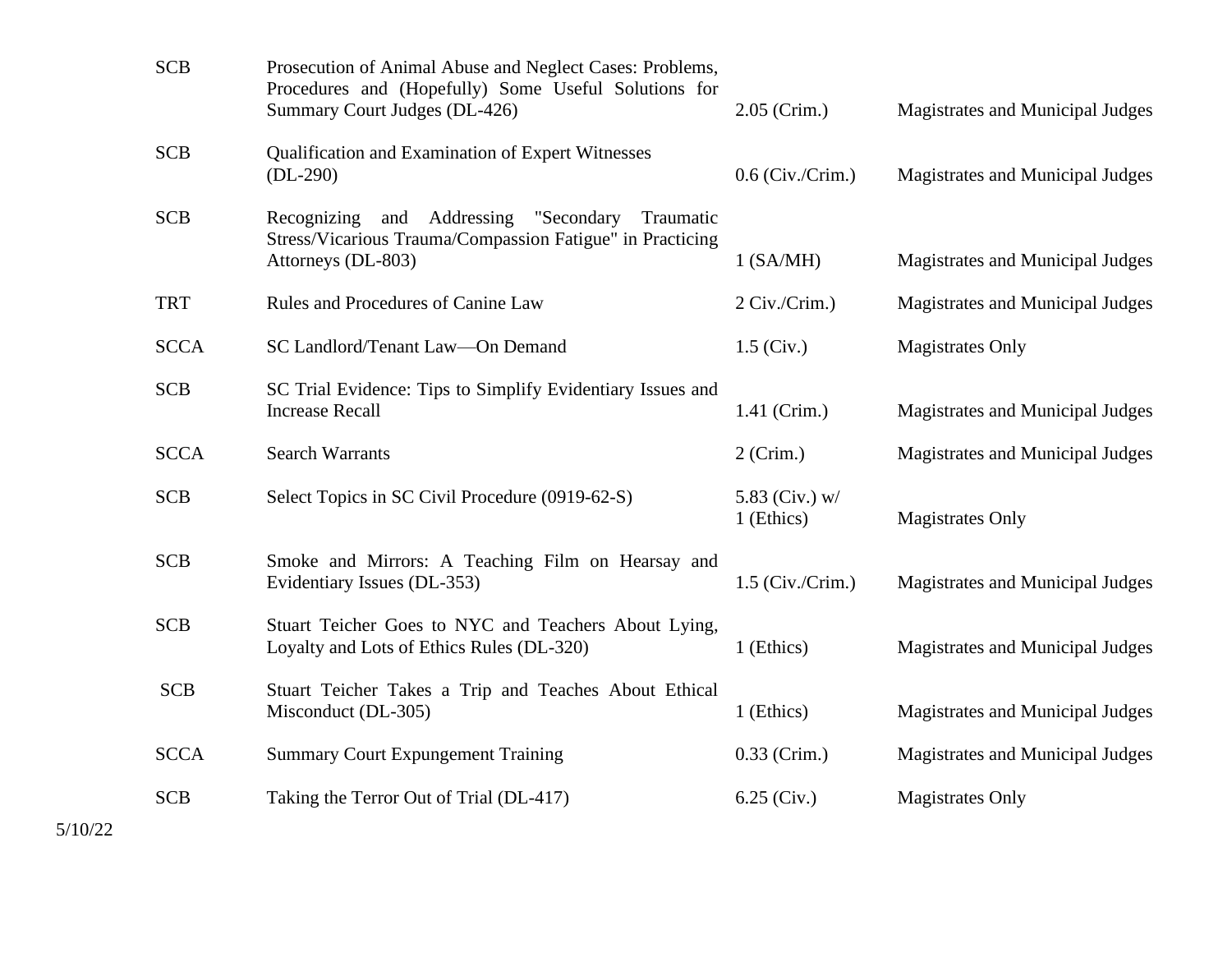| | | | |
|---|---|---|---|
| SCB | Prosecution of Animal Abuse and Neglect Cases: Problems, Procedures and (Hopefully) Some Useful Solutions for Summary Court Judges (DL-426) | 2.05 (Crim.) | Magistrates and Municipal Judges |
| SCB | Qualification and Examination of Expert Witnesses (DL-290) | 0.6 (Civ./Crim.) | Magistrates and Municipal Judges |
| SCB | Recognizing and Addressing "Secondary Traumatic Stress/Vicarious Trauma/Compassion Fatigue" in Practicing Attorneys (DL-803) | 1 (SA/MH) | Magistrates and Municipal Judges |
| TRT | Rules and Procedures of Canine Law | 2 Civ./Crim.) | Magistrates and Municipal Judges |
| SCCA | SC Landlord/Tenant Law—On Demand | 1.5 (Civ.) | Magistrates Only |
| SCB | SC Trial Evidence: Tips to Simplify Evidentiary Issues and Increase Recall | 1.41 (Crim.) | Magistrates and Municipal Judges |
| SCCA | Search Warrants | 2 (Crim.) | Magistrates and Municipal Judges |
| SCB | Select Topics in SC Civil Procedure (0919-62-S) | 5.83 (Civ.) w/ 1 (Ethics) | Magistrates Only |
| SCB | Smoke and Mirrors: A Teaching Film on Hearsay and Evidentiary Issues (DL-353) | 1.5 (Civ./Crim.) | Magistrates and Municipal Judges |
| SCB | Stuart Teicher Goes to NYC and Teachers About Lying, Loyalty and Lots of Ethics Rules (DL-320) | 1 (Ethics) | Magistrates and Municipal Judges |
| SCB | Stuart Teicher Takes a Trip and Teaches About Ethical Misconduct (DL-305) | 1 (Ethics) | Magistrates and Municipal Judges |
| SCCA | Summary Court Expungement Training | 0.33 (Crim.) | Magistrates and Municipal Judges |
| SCB | Taking the Terror Out of Trial (DL-417) | 6.25 (Civ.) | Magistrates Only |

5/10/22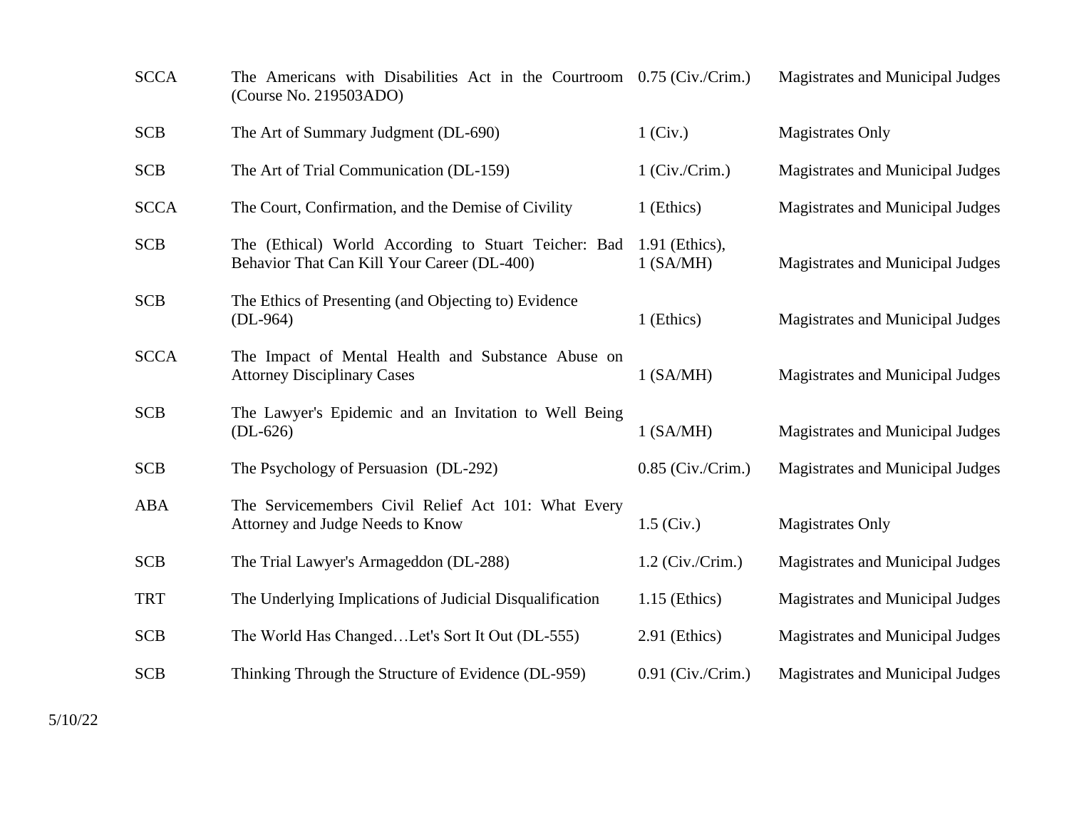| | | | |
|---|---|---|---|
| SCCA | The Americans with Disabilities Act in the Courtroom (Course No. 219503ADO) | 0.75 (Civ./Crim.) | Magistrates and Municipal Judges |
| SCB | The Art of Summary Judgment (DL-690) | 1 (Civ.) | Magistrates Only |
| SCB | The Art of Trial Communication (DL-159) | 1 (Civ./Crim.) | Magistrates and Municipal Judges |
| SCCA | The Court, Confirmation, and the Demise of Civility | 1 (Ethics) | Magistrates and Municipal Judges |
| SCB | The (Ethical) World According to Stuart Teicher: Bad Behavior That Can Kill Your Career (DL-400) | 1.91 (Ethics), 1 (SA/MH) | Magistrates and Municipal Judges |
| SCB | The Ethics of Presenting (and Objecting to) Evidence (DL-964) | 1 (Ethics) | Magistrates and Municipal Judges |
| SCCA | The Impact of Mental Health and Substance Abuse on Attorney Disciplinary Cases | 1 (SA/MH) | Magistrates and Municipal Judges |
| SCB | The Lawyer's Epidemic and an Invitation to Well Being (DL-626) | 1 (SA/MH) | Magistrates and Municipal Judges |
| SCB | The Psychology of Persuasion (DL-292) | 0.85 (Civ./Crim.) | Magistrates and Municipal Judges |
| ABA | The Servicemembers Civil Relief Act 101: What Every Attorney and Judge Needs to Know | 1.5 (Civ.) | Magistrates Only |
| SCB | The Trial Lawyer's Armageddon (DL-288) | 1.2 (Civ./Crim.) | Magistrates and Municipal Judges |
| TRT | The Underlying Implications of Judicial Disqualification | 1.15 (Ethics) | Magistrates and Municipal Judges |
| SCB | The World Has Changed…Let's Sort It Out (DL-555) | 2.91 (Ethics) | Magistrates and Municipal Judges |
| SCB | Thinking Through the Structure of Evidence (DL-959) | 0.91 (Civ./Crim.) | Magistrates and Municipal Judges |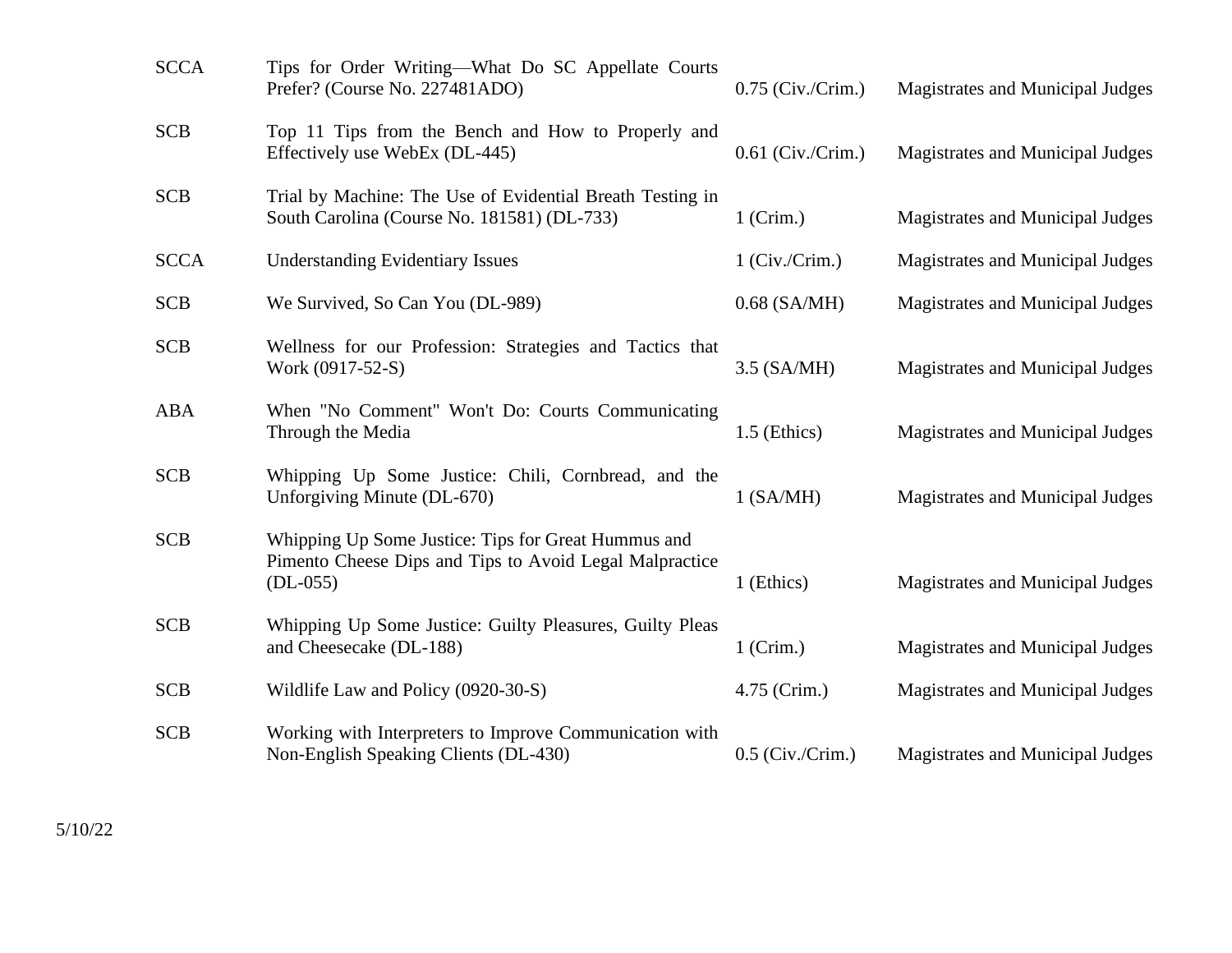| | | | |
|---|---|---|---|
| SCCA | Tips for Order Writing—What Do SC Appellate Courts Prefer? (Course No. 227481ADO) | 0.75 (Civ./Crim.) | Magistrates and Municipal Judges |
| SCB | Top 11 Tips from the Bench and How to Properly and Effectively use WebEx (DL-445) | 0.61 (Civ./Crim.) | Magistrates and Municipal Judges |
| SCB | Trial by Machine: The Use of Evidential Breath Testing in South Carolina (Course No. 181581) (DL-733) | 1 (Crim.) | Magistrates and Municipal Judges |
| SCCA | Understanding Evidentiary Issues | 1 (Civ./Crim.) | Magistrates and Municipal Judges |
| SCB | We Survived, So Can You (DL-989) | 0.68 (SA/MH) | Magistrates and Municipal Judges |
| SCB | Wellness for our Profession: Strategies and Tactics that Work (0917-52-S) | 3.5 (SA/MH) | Magistrates and Municipal Judges |
| ABA | When "No Comment" Won't Do: Courts Communicating Through the Media | 1.5 (Ethics) | Magistrates and Municipal Judges |
| SCB | Whipping Up Some Justice: Chili, Cornbread, and the Unforgiving Minute (DL-670) | 1 (SA/MH) | Magistrates and Municipal Judges |
| SCB | Whipping Up Some Justice: Tips for Great Hummus and Pimento Cheese Dips and Tips to Avoid Legal Malpractice (DL-055) | 1 (Ethics) | Magistrates and Municipal Judges |
| SCB | Whipping Up Some Justice: Guilty Pleasures, Guilty Pleas and Cheesecake (DL-188) | 1 (Crim.) | Magistrates and Municipal Judges |
| SCB | Wildlife Law and Policy (0920-30-S) | 4.75 (Crim.) | Magistrates and Municipal Judges |
| SCB | Working with Interpreters to Improve Communication with Non-English Speaking Clients (DL-430) | 0.5 (Civ./Crim.) | Magistrates and Municipal Judges |

5/10/22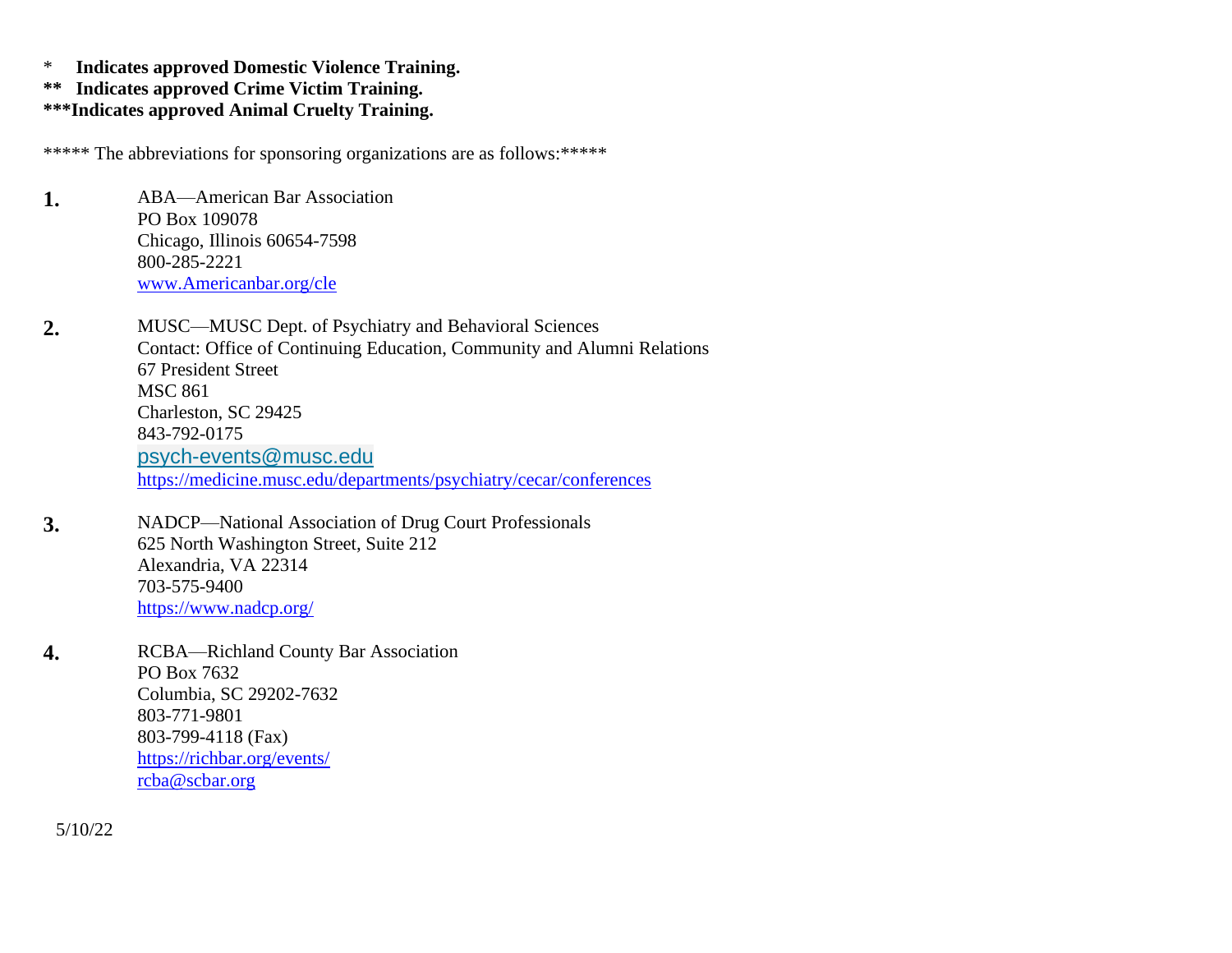\*    **Indicates approved Domestic Violence Training.**
**\*\*   Indicates approved Crime Victim Training.**
**\*\*\*Indicates approved Animal Cruelty Training.**

\*\*\*\*\* The abbreviations for sponsoring organizations are as follows:\*\*\*\*\*

**1.** ABA—American Bar Association
PO Box 109078
Chicago, Illinois 60654-7598
800-285-2221
www.Americanbar.org/cle

**2.** MUSC—MUSC Dept. of Psychiatry and Behavioral Sciences
Contact: Office of Continuing Education, Community and Alumni Relations
67 President Street
MSC 861
Charleston, SC 29425
843-792-0175
psych-events@musc.edu
https://medicine.musc.edu/departments/psychiatry/cecar/conferences

**3.** NADCP—National Association of Drug Court Professionals
625 North Washington Street, Suite 212
Alexandria, VA 22314
703-575-9400
https://www.nadcp.org/

**4.** RCBA—Richland County Bar Association
PO Box 7632
Columbia, SC 29202-7632
803-771-9801
803-799-4118 (Fax)
https://richbar.org/events/
rcba@scbar.org

5/10/22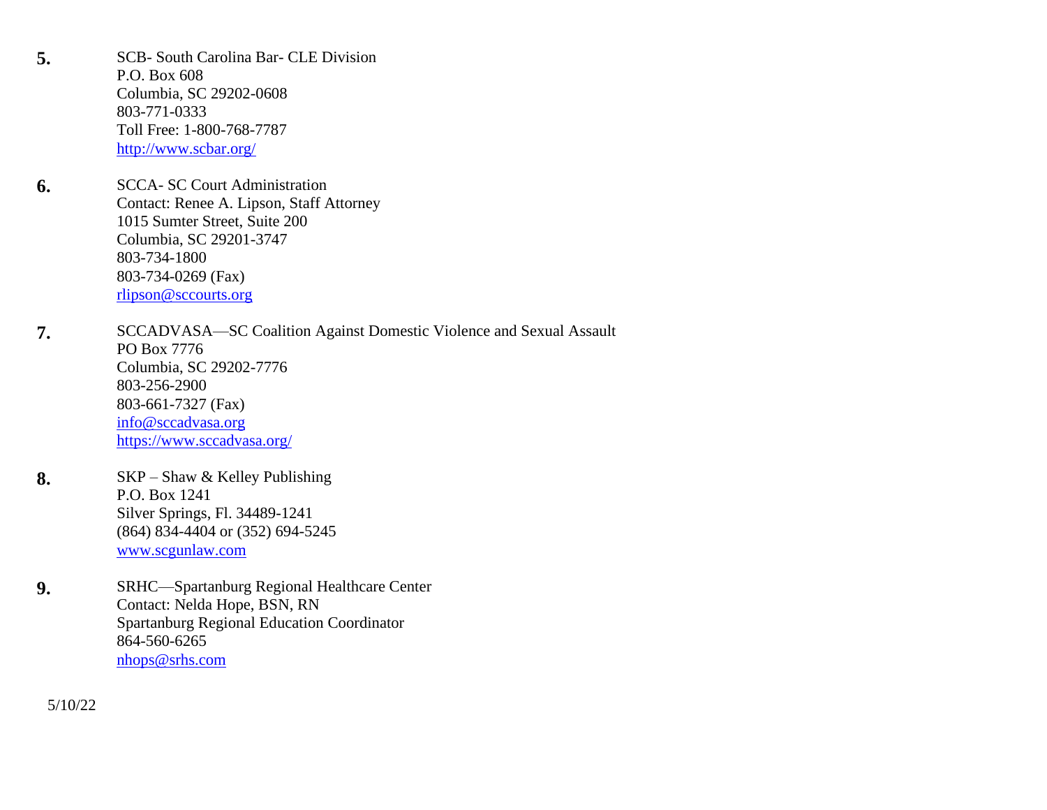**5.** SCB- South Carolina Bar- CLE Division
P.O. Box 608
Columbia, SC 29202-0608
803-771-0333
Toll Free: 1-800-768-7787
http://www.scbar.org/

**6.** SCCA- SC Court Administration
Contact: Renee A. Lipson, Staff Attorney
1015 Sumter Street, Suite 200
Columbia, SC 29201-3747
803-734-1800
803-734-0269 (Fax)
rlipson@sccourts.org

**7.** SCCADVASA—SC Coalition Against Domestic Violence and Sexual Assault
PO Box 7776
Columbia, SC 29202-7776
803-256-2900
803-661-7327 (Fax)
info@sccadvasa.org
https://www.sccadvasa.org/

**8.** SKP – Shaw & Kelley Publishing
P.O. Box 1241
Silver Springs, Fl. 34489-1241
(864) 834-4404 or (352) 694-5245
www.scgunlaw.com

**9.** SRHC—Spartanburg Regional Healthcare Center
Contact: Nelda Hope, BSN, RN
Spartanburg Regional Education Coordinator
864-560-6265
nhops@srhs.com

5/10/22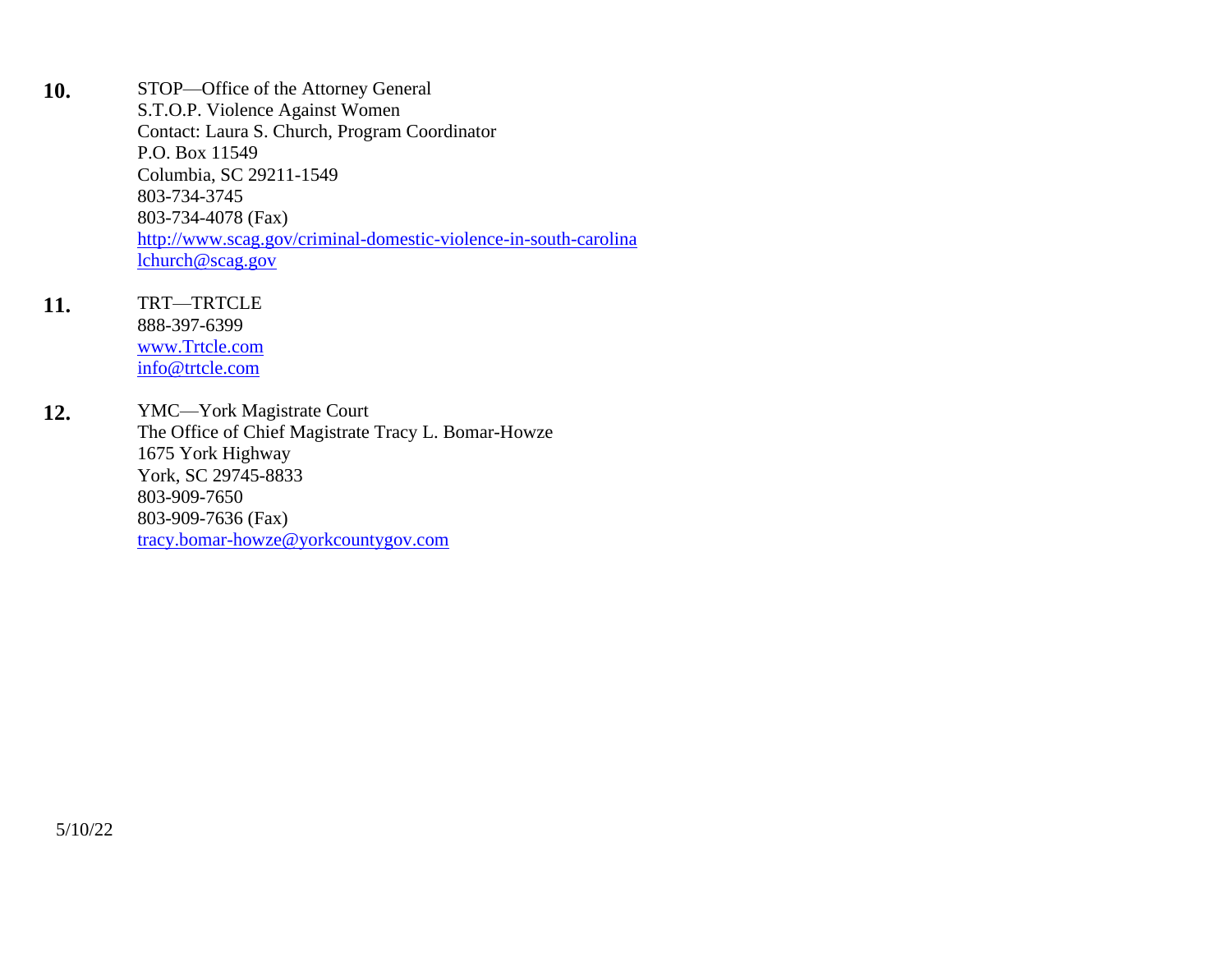**10.** STOP—Office of the Attorney General
S.T.O.P. Violence Against Women
Contact: Laura S. Church, Program Coordinator
P.O. Box 11549
Columbia, SC 29211-1549
803-734-3745
803-734-4078 (Fax)
http://www.scag.gov/criminal-domestic-violence-in-south-carolina
lchurch@scag.gov

**11.** TRT—TRTCLE
888-397-6399
www.Trtcle.com
info@trtcle.com

**12.** YMC—York Magistrate Court
The Office of Chief Magistrate Tracy L. Bomar-Howze
1675 York Highway
York, SC 29745-8833
803-909-7650
803-909-7636 (Fax)
tracy.bomar-howze@yorkcountygov.com

5/10/22